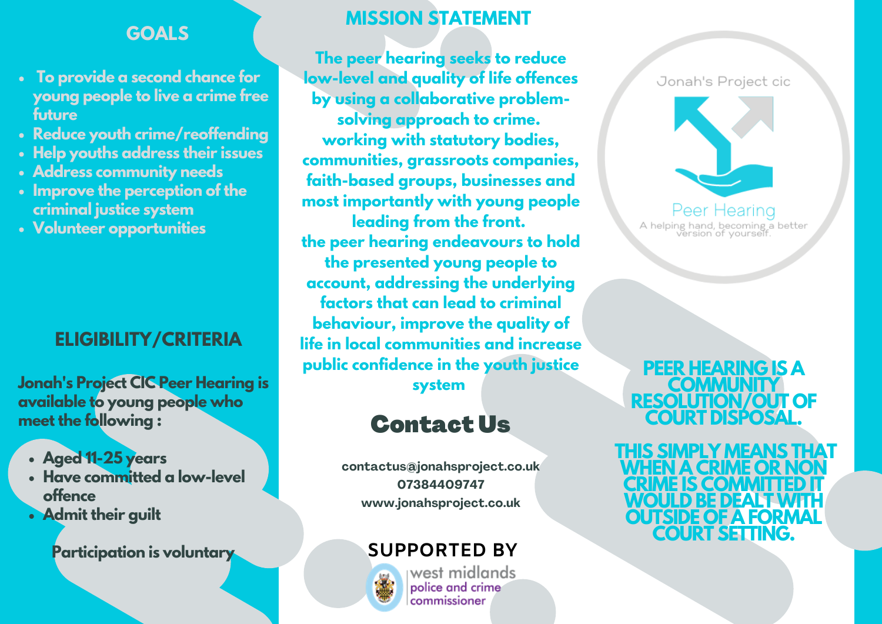## GOALS

- To provide a second chance for young people to live a crime free future
- Reduce youth crime/reoffending
- Help youths address their issues
- Address community needs
- Improve the perception of the criminal justice system
- Volunteer opportunities

## ELIGIBILITY/CRITERIA

**Jonah's Project CIC Peer Hearing is available to young people who meet the following :**

- **Aged 11-25 years**
- **Have committed a low-level offence**
- **Admit their guilt**

**Participation is voluntary**

## MISSION STATEMENT

**The peer hearing seeks to reduce low-level and quality of life offences by using a collaborative problem-solving approach to crime. working with statutory bodies, communities, grassroots companies, faith-based groups, businesses and most importantly with young people leading from the front. the peer hearing endeavours to hold the presented young people to account, addressing the underlying factors that can lead to criminal behaviour, improve the quality of life in local communities and increase public confidence in the youth justice system**

## Contact Us

contactus@jonahsproject.co.uk
07384409747
www.jonahsproject.co.uk

### SUPPORTED BY

west midlands police and crime commissioner

Jonah's Project cic

Peer Hearing

A helping hand, becoming a better version of yourself.

**PEER HEARING IS A COMMUNITY RESOLUTION/OUT OF COURT DISPOSAL.**

**THIS SIMPLY MEANS THAT WHEN A CRIME OR NON CRIME IS COMMITTED IT WOULD BE DEALT WITH OUTSIDE OF A FORMAL COURT SETTING.**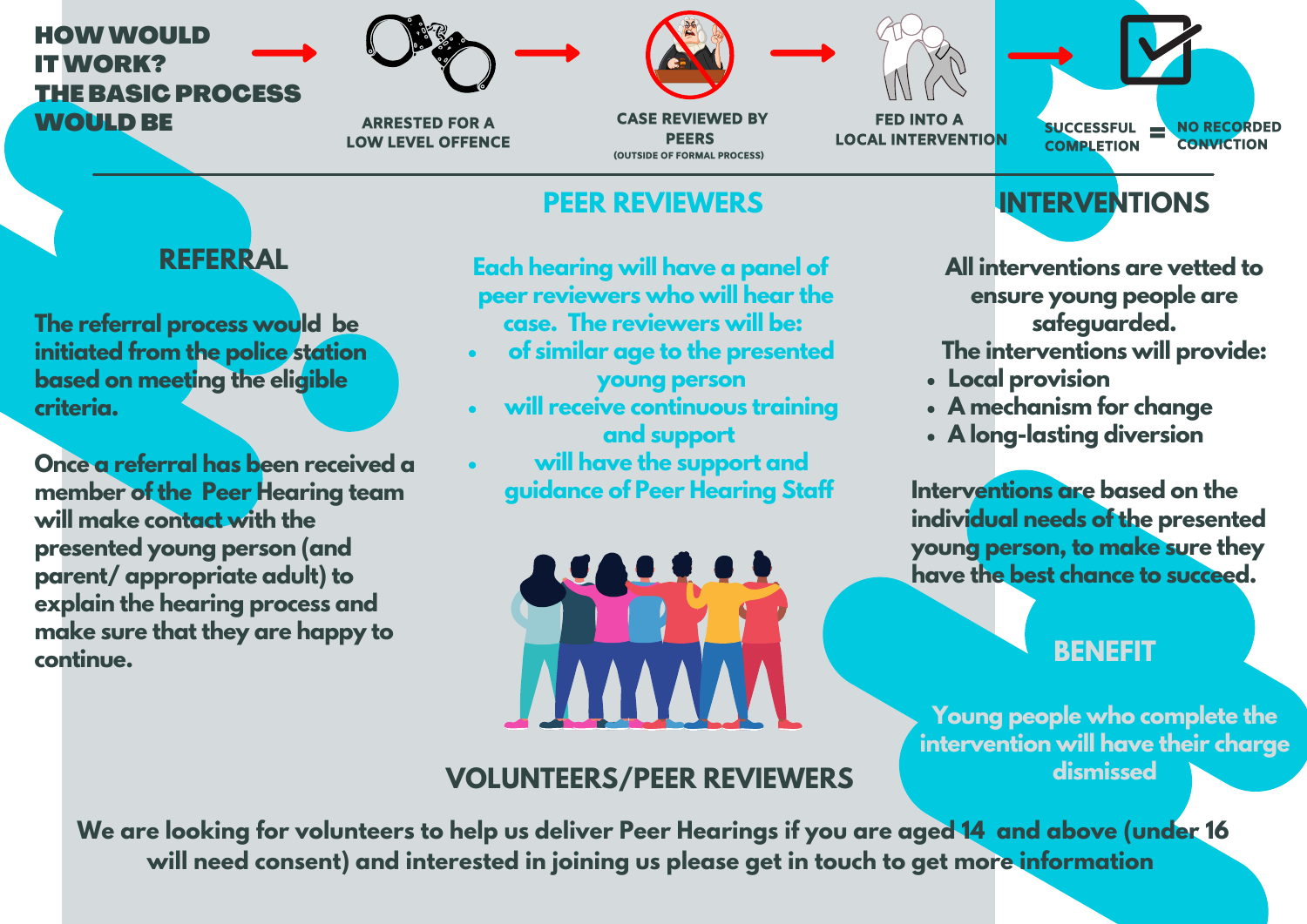## HOW WOULD IT WORK? THE BASIC PROCESS WOULD BE

ARRESTED FOR A LOW LEVEL OFFENCE → CASE REVIEWED BY PEERS (OUTSIDE OF FORMAL PROCESS) → FED INTO A LOCAL INTERVENTION → SUCCESSFUL COMPLETION = NO RECORDED CONVICTION

---

## REFERRAL

The referral process would be initiated from the police station based on meeting the eligible criteria.

Once a referral has been received a member of the Peer Hearing team will make contact with the presented young person (and parent/ appropriate adult) to explain the hearing process and make sure that they are happy to continue.

## PEER REVIEWERS

Each hearing will have a panel of peer reviewers who will hear the case. The reviewers will be:

- of similar age to the presented young person
- will receive continuous training and support
- will have the support and guidance of Peer Hearing Staff

## INTERVENTIONS

All interventions are vetted to ensure young people are safeguarded.

The interventions will provide:

- Local provision
- A mechanism for change
- A long-lasting diversion

Interventions are based on the individual needs of the presented young person, to make sure they have the best chance to succeed.

## BENEFIT

Young people who complete the intervention will have their charge dismissed

## VOLUNTEERS/PEER REVIEWERS

We are looking for volunteers to help us deliver Peer Hearings if you are aged 14 and above (under 16 will need consent) and interested in joining us please get in touch to get more information